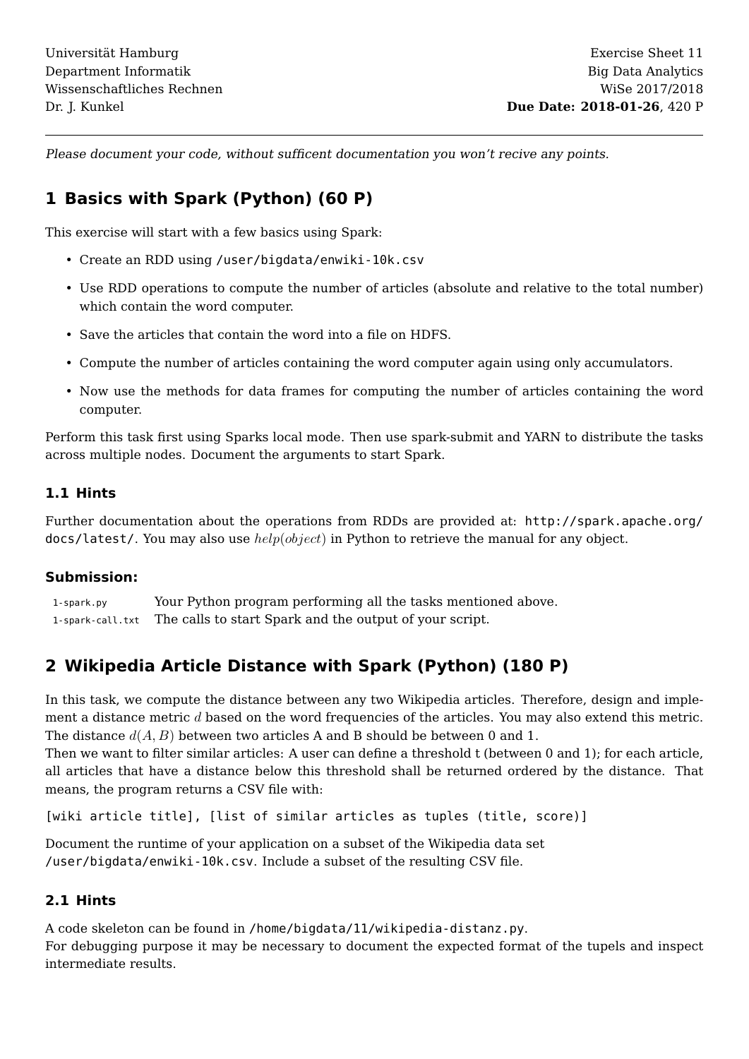Universität Hamburg
Department Informatik
Wissenschaftliches Rechnen
Dr. J. Kunkel

Exercise Sheet 11
Big Data Analytics
WiSe 2017/2018
**Due Date: 2018-01-26**, 420 P

---

*Please document your code, without sufficent documentation you won't recive any points.*

# 1 Basics with Spark (Python) (60 P)

This exercise will start with a few basics using Spark:

- Create an RDD using `/user/bigdata/enwiki-10k.csv`
- Use RDD operations to compute the number of articles (absolute and relative to the total number) which contain the word computer.
- Save the articles that contain the word into a file on HDFS.
- Compute the number of articles containing the word computer again using only accumulators.
- Now use the methods for data frames for computing the number of articles containing the word computer.

Perform this task first using Sparks local mode. Then use spark-submit and YARN to distribute the tasks across multiple nodes. Document the arguments to start Spark.

## 1.1 Hints

Further documentation about the operations from RDDs are provided at: `http://spark.apache.org/docs/latest/`. You may also use $help(object)$ in Python to retrieve the manual for any object.

### Submission:

| | |
|---|---|
| `1-spark.py` | Your Python program performing all the tasks mentioned above. |
| `1-spark-call.txt` | The calls to start Spark and the output of your script. |

# 2 Wikipedia Article Distance with Spark (Python) (180 P)

In this task, we compute the distance between any two Wikipedia articles. Therefore, design and implement a distance metric $d$ based on the word frequencies of the articles. You may also extend this metric. The distance $d(A, B)$ between two articles A and B should be between 0 and 1.
Then we want to filter similar articles: A user can define a threshold t (between 0 and 1); for each article, all articles that have a distance below this threshold shall be returned ordered by the distance. That means, the program returns a CSV file with:

```
[wiki article title], [list of similar articles as tuples (title, score)]
```

Document the runtime of your application on a subset of the Wikipedia data set `/user/bigdata/enwiki-10k.csv`. Include a subset of the resulting CSV file.

## 2.1 Hints

A code skeleton can be found in `/home/bigdata/11/wikipedia-distanz.py`.
For debugging purpose it may be necessary to document the expected format of the tupels and inspect intermediate results.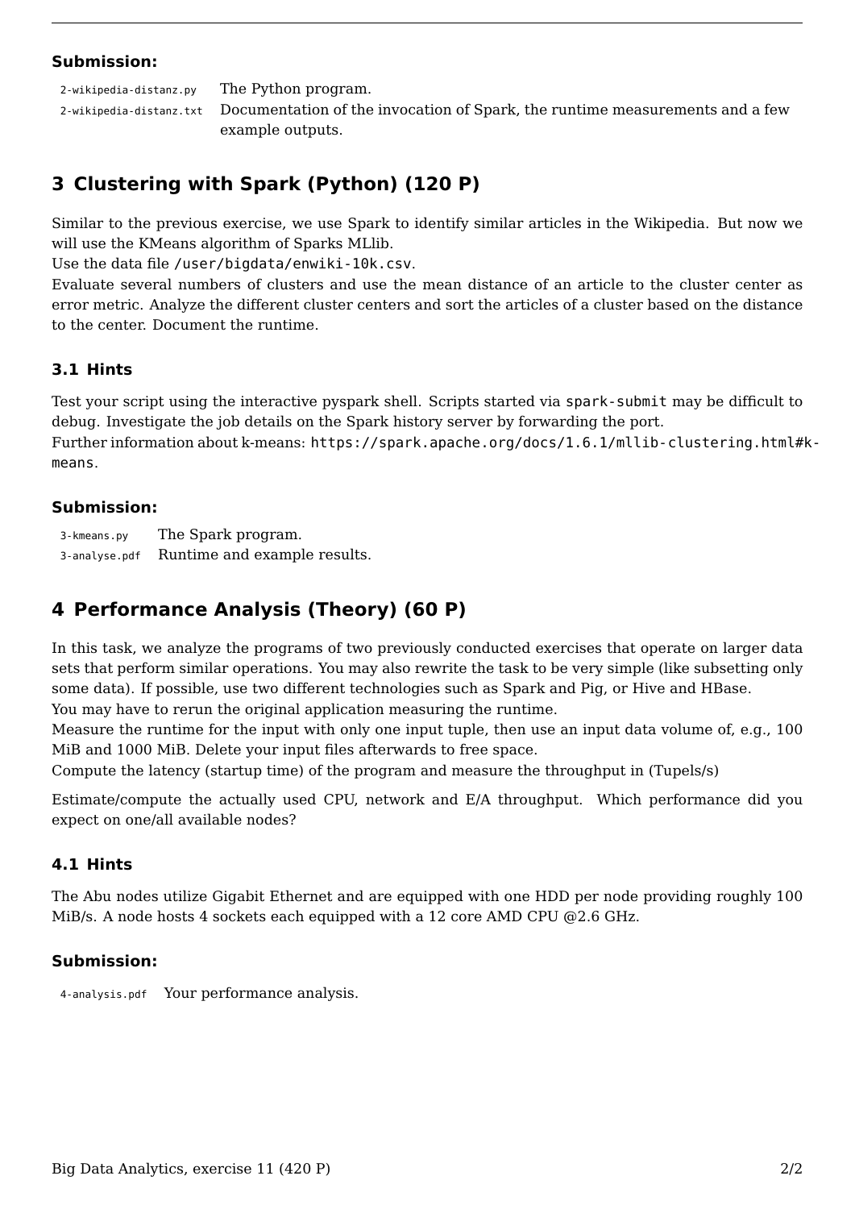**Submission:**

| | |
|---|---|
| 2-wikipedia-distanz.py | The Python program. |
| 2-wikipedia-distanz.txt | Documentation of the invocation of Spark, the runtime measurements and a few example outputs. |

## 3 Clustering with Spark (Python) (120 P)

Similar to the previous exercise, we use Spark to identify similar articles in the Wikipedia. But now we will use the KMeans algorithm of Sparks MLlib.

Use the data file `/user/bigdata/enwiki-10k.csv`.

Evaluate several numbers of clusters and use the mean distance of an article to the cluster center as error metric. Analyze the different cluster centers and sort the articles of a cluster based on the distance to the center. Document the runtime.

### 3.1 Hints

Test your script using the interactive pyspark shell. Scripts started via `spark-submit` may be difficult to debug. Investigate the job details on the Spark history server by forwarding the port.

Further information about k-means: `https://spark.apache.org/docs/1.6.1/mllib-clustering.html#k-means`.

**Submission:**

| | |
|---|---|
| 3-kmeans.py | The Spark program. |
| 3-analyse.pdf | Runtime and example results. |

## 4 Performance Analysis (Theory) (60 P)

In this task, we analyze the programs of two previously conducted exercises that operate on larger data sets that perform similar operations. You may also rewrite the task to be very simple (like subsetting only some data). If possible, use two different technologies such as Spark and Pig, or Hive and HBase.

You may have to rerun the original application measuring the runtime.

Measure the runtime for the input with only one input tuple, then use an input data volume of, e.g., 100 MiB and 1000 MiB. Delete your input files afterwards to free space.

Compute the latency (startup time) of the program and measure the throughput in (Tupels/s)

Estimate/compute the actually used CPU, network and E/A throughput. Which performance did you expect on one/all available nodes?

### 4.1 Hints

The Abu nodes utilize Gigabit Ethernet and are equipped with one HDD per node providing roughly 100 MiB/s. A node hosts 4 sockets each equipped with a 12 core AMD CPU @2.6 GHz.

**Submission:**

| | |
|---|---|
| 4-analysis.pdf | Your performance analysis. |